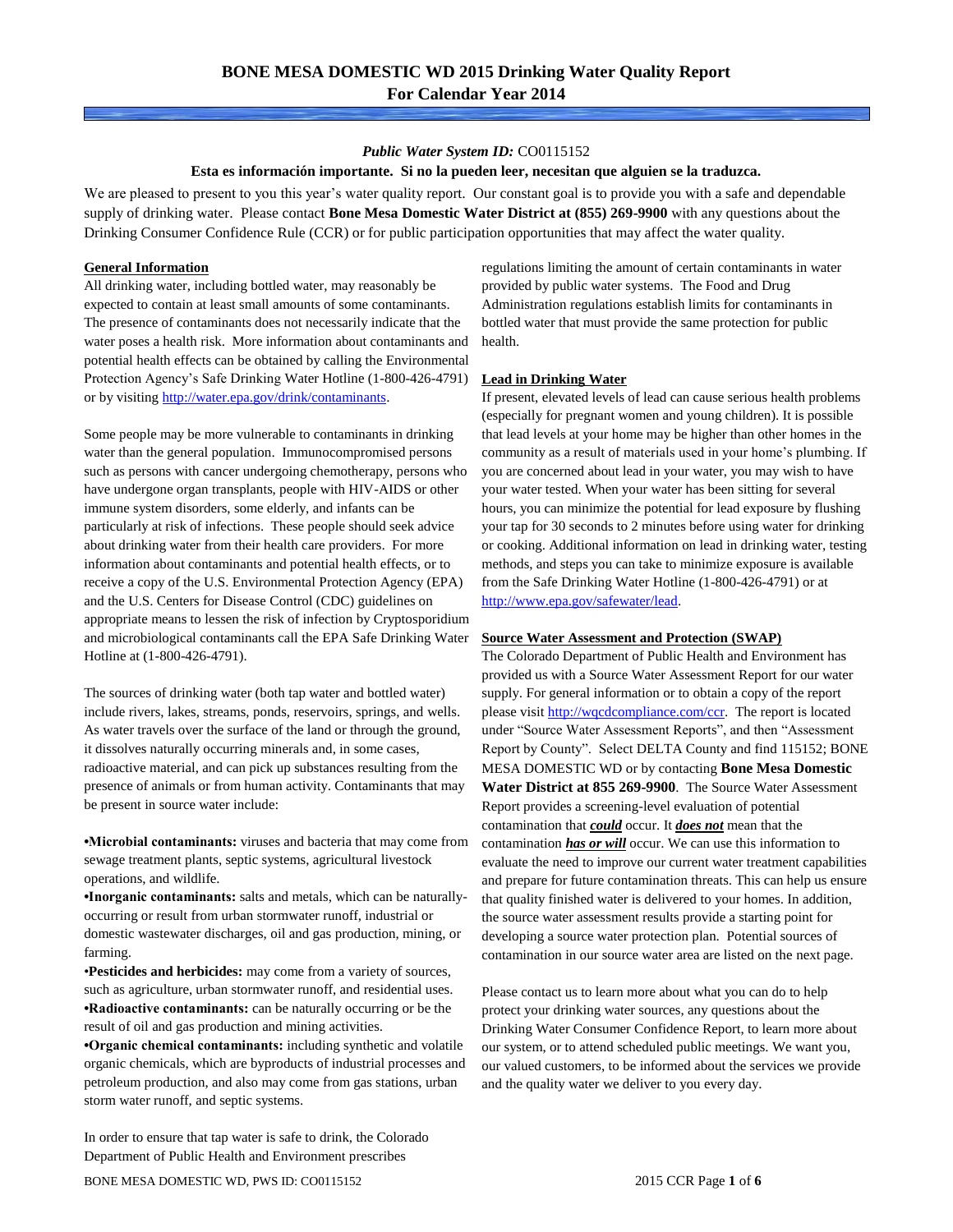# BONE MESA DOMESTIC WD 2015 Drinking Water Quality Report
## For Calendar Year 2014

***Public Water System ID:*** CO0115152

**Esta es información importante. Si no la pueden leer, necesitan que alguien se la traduzca.**

We are pleased to present to you this year's water quality report. Our constant goal is to provide you with a safe and dependable supply of drinking water. Please contact **Bone Mesa Domestic Water District at (855) 269-9900** with any questions about the Drinking Consumer Confidence Rule (CCR) or for public participation opportunities that may affect the water quality.

### General Information

All drinking water, including bottled water, may reasonably be expected to contain at least small amounts of some contaminants. The presence of contaminants does not necessarily indicate that the water poses a health risk. More information about contaminants and potential health effects can be obtained by calling the Environmental Protection Agency's Safe Drinking Water Hotline (1-800-426-4791) or by visiting http://water.epa.gov/drink/contaminants.

Some people may be more vulnerable to contaminants in drinking water than the general population. Immunocompromised persons such as persons with cancer undergoing chemotherapy, persons who have undergone organ transplants, people with HIV-AIDS or other immune system disorders, some elderly, and infants can be particularly at risk of infections. These people should seek advice about drinking water from their health care providers. For more information about contaminants and potential health effects, or to receive a copy of the U.S. Environmental Protection Agency (EPA) and the U.S. Centers for Disease Control (CDC) guidelines on appropriate means to lessen the risk of infection by Cryptosporidium and microbiological contaminants call the EPA Safe Drinking Water Hotline at (1-800-426-4791).

The sources of drinking water (both tap water and bottled water) include rivers, lakes, streams, ponds, reservoirs, springs, and wells. As water travels over the surface of the land or through the ground, it dissolves naturally occurring minerals and, in some cases, radioactive material, and can pick up substances resulting from the presence of animals or from human activity. Contaminants that may be present in source water include:

- **Microbial contaminants:** viruses and bacteria that may come from sewage treatment plants, septic systems, agricultural livestock operations, and wildlife.
- **Inorganic contaminants:** salts and metals, which can be naturally-occurring or result from urban stormwater runoff, industrial or domestic wastewater discharges, oil and gas production, mining, or farming.
- **Pesticides and herbicides:** may come from a variety of sources, such as agriculture, urban stormwater runoff, and residential uses.
- **Radioactive contaminants:** can be naturally occurring or be the result of oil and gas production and mining activities.
- **Organic chemical contaminants:** including synthetic and volatile organic chemicals, which are byproducts of industrial processes and petroleum production, and also may come from gas stations, urban storm water runoff, and septic systems.

In order to ensure that tap water is safe to drink, the Colorado Department of Public Health and Environment prescribes regulations limiting the amount of certain contaminants in water provided by public water systems. The Food and Drug Administration regulations establish limits for contaminants in bottled water that must provide the same protection for public health.

### Lead in Drinking Water

If present, elevated levels of lead can cause serious health problems (especially for pregnant women and young children). It is possible that lead levels at your home may be higher than other homes in the community as a result of materials used in your home's plumbing. If you are concerned about lead in your water, you may wish to have your water tested. When your water has been sitting for several hours, you can minimize the potential for lead exposure by flushing your tap for 30 seconds to 2 minutes before using water for drinking or cooking. Additional information on lead in drinking water, testing methods, and steps you can take to minimize exposure is available from the Safe Drinking Water Hotline (1-800-426-4791) or at http://www.epa.gov/safewater/lead.

### Source Water Assessment and Protection (SWAP)

The Colorado Department of Public Health and Environment has provided us with a Source Water Assessment Report for our water supply. For general information or to obtain a copy of the report please visit http://wqcdcompliance.com/ccr. The report is located under "Source Water Assessment Reports", and then "Assessment Report by County". Select DELTA County and find 115152; BONE MESA DOMESTIC WD or by contacting **Bone Mesa Domestic Water District at 855 269-9900**. The Source Water Assessment Report provides a screening-level evaluation of potential contamination that ***could*** occur. It ***does not*** mean that the contamination ***has or will*** occur. We can use this information to evaluate the need to improve our current water treatment capabilities and prepare for future contamination threats. This can help us ensure that quality finished water is delivered to your homes. In addition, the source water assessment results provide a starting point for developing a source water protection plan. Potential sources of contamination in our source water area are listed on the next page.

Please contact us to learn more about what you can do to help protect your drinking water sources, any questions about the Drinking Water Consumer Confidence Report, to learn more about our system, or to attend scheduled public meetings. We want you, our valued customers, to be informed about the services we provide and the quality water we deliver to you every day.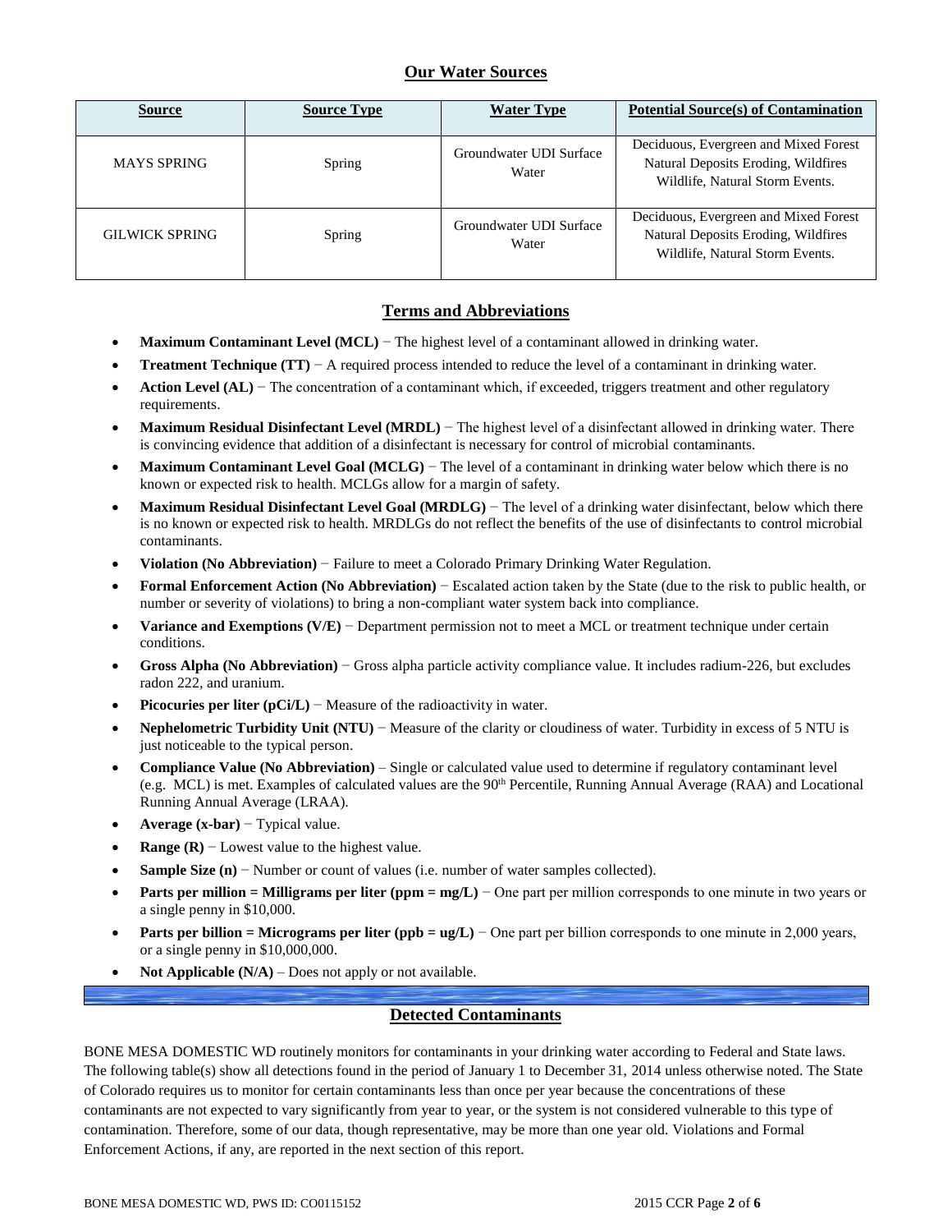## Our Water Sources

| Source | Source Type | Water Type | Potential Source(s) of Contamination |
|---|---|---|---|
| MAYS SPRING | Spring | Groundwater UDI Surface Water | Deciduous, Evergreen and Mixed Forest Natural Deposits Eroding, Wildfires Wildlife, Natural Storm Events. |
| GILWICK SPRING | Spring | Groundwater UDI Surface Water | Deciduous, Evergreen and Mixed Forest Natural Deposits Eroding, Wildfires Wildlife, Natural Storm Events. |

## Terms and Abbreviations

- **Maximum Contaminant Level (MCL)** − The highest level of a contaminant allowed in drinking water.
- **Treatment Technique (TT)** − A required process intended to reduce the level of a contaminant in drinking water.
- **Action Level (AL)** − The concentration of a contaminant which, if exceeded, triggers treatment and other regulatory requirements.
- **Maximum Residual Disinfectant Level (MRDL)** − The highest level of a disinfectant allowed in drinking water. There is convincing evidence that addition of a disinfectant is necessary for control of microbial contaminants.
- **Maximum Contaminant Level Goal (MCLG)** − The level of a contaminant in drinking water below which there is no known or expected risk to health. MCLGs allow for a margin of safety.
- **Maximum Residual Disinfectant Level Goal (MRDLG)** − The level of a drinking water disinfectant, below which there is no known or expected risk to health. MRDLGs do not reflect the benefits of the use of disinfectants to control microbial contaminants.
- **Violation (No Abbreviation)** − Failure to meet a Colorado Primary Drinking Water Regulation.
- **Formal Enforcement Action (No Abbreviation)** − Escalated action taken by the State (due to the risk to public health, or number or severity of violations) to bring a non-compliant water system back into compliance.
- **Variance and Exemptions (V/E)** − Department permission not to meet a MCL or treatment technique under certain conditions.
- **Gross Alpha (No Abbreviation)** − Gross alpha particle activity compliance value. It includes radium-226, but excludes radon 222, and uranium.
- **Picocuries per liter (pCi/L)** − Measure of the radioactivity in water.
- **Nephelometric Turbidity Unit (NTU)** − Measure of the clarity or cloudiness of water. Turbidity in excess of 5 NTU is just noticeable to the typical person.
- **Compliance Value (No Abbreviation)** – Single or calculated value used to determine if regulatory contaminant level (e.g. MCL) is met. Examples of calculated values are the 90th Percentile, Running Annual Average (RAA) and Locational Running Annual Average (LRAA).
- **Average (x-bar)** − Typical value.
- **Range (R)** − Lowest value to the highest value.
- **Sample Size (n)** − Number or count of values (i.e. number of water samples collected).
- **Parts per million = Milligrams per liter (ppm = mg/L)** − One part per million corresponds to one minute in two years or a single penny in $10,000.
- **Parts per billion = Micrograms per liter (ppb = ug/L)** − One part per billion corresponds to one minute in 2,000 years, or a single penny in $10,000,000.
- **Not Applicable (N/A)** – Does not apply or not available.

## Detected Contaminants

BONE MESA DOMESTIC WD routinely monitors for contaminants in your drinking water according to Federal and State laws. The following table(s) show all detections found in the period of January 1 to December 31, 2014 unless otherwise noted. The State of Colorado requires us to monitor for certain contaminants less than once per year because the concentrations of these contaminants are not expected to vary significantly from year to year, or the system is not considered vulnerable to this type of contamination. Therefore, some of our data, though representative, may be more than one year old. Violations and Formal Enforcement Actions, if any, are reported in the next section of this report.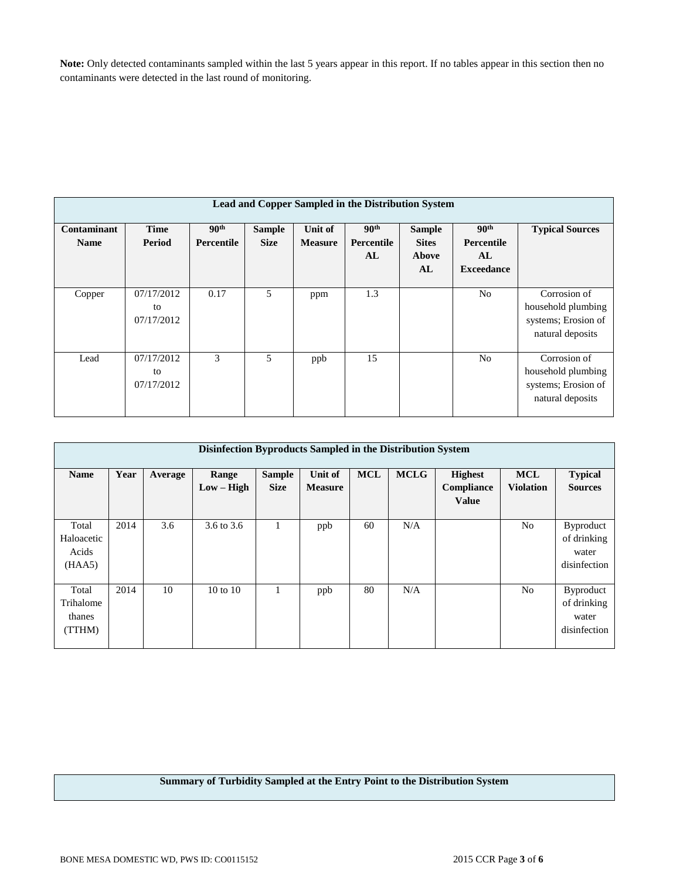**Note:** Only detected contaminants sampled within the last 5 years appear in this report. If no tables appear in this section then no contaminants were detected in the last round of monitoring.

| Lead and Copper Sampled in the Distribution System | | | | | | | | |
|---|---|---|---|---|---|---|---|---|
| **Contaminant Name** | **Time Period** | **90th Percentile** | **Sample Size** | **Unit of Measure** | **90th Percentile AL** | **Sample Sites Above AL** | **90th Percentile AL Exceedance** | **Typical Sources** |
| Copper | 07/17/2012 to 07/17/2012 | 0.17 | 5 | ppm | 1.3 | | No | Corrosion of household plumbing systems; Erosion of natural deposits |
| Lead | 07/17/2012 to 07/17/2012 | 3 | 5 | ppb | 15 | | No | Corrosion of household plumbing systems; Erosion of natural deposits |

| Disinfection Byproducts Sampled in the Distribution System | | | | | | | | | | |
|---|---|---|---|---|---|---|---|---|---|---|
| **Name** | **Year** | **Average** | **Range Low – High** | **Sample Size** | **Unit of Measure** | **MCL** | **MCLG** | **Highest Compliance Value** | **MCL Violation** | **Typical Sources** |
| Total Haloacetic Acids (HAA5) | 2014 | 3.6 | 3.6 to 3.6 | 1 | ppb | 60 | N/A | | No | Byproduct of drinking water disinfection |
| Total Trihalomethanes (TTHM) | 2014 | 10 | 10 to 10 | 1 | ppb | 80 | N/A | | No | Byproduct of drinking water disinfection |

| Summary of Turbidity Sampled at the Entry Point to the Distribution System |
|---|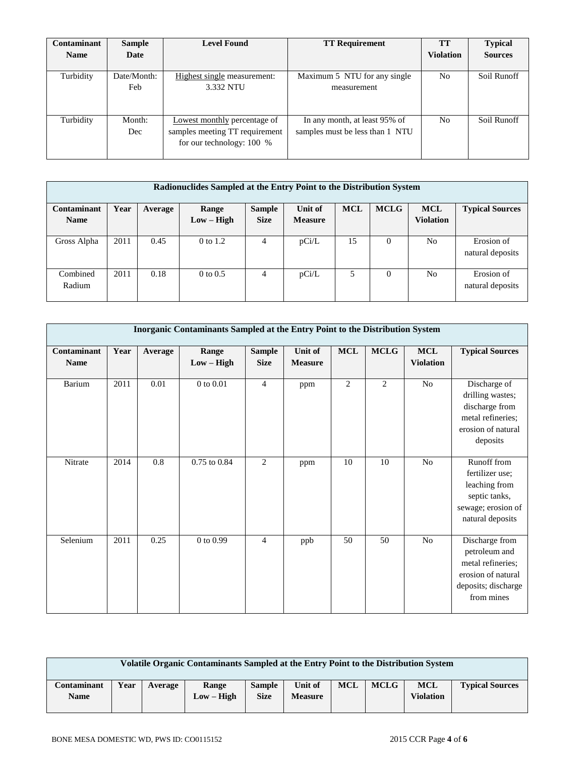| Contaminant Name | Sample Date | Level Found | TT Requirement | TT Violation | Typical Sources |
|---|---|---|---|---|---|
| Turbidity | Date/Month: Feb | Highest single measurement: 3.332 NTU | Maximum 5 NTU for any single measurement | No | Soil Runoff |
| Turbidity | Month: Dec | Lowest monthly percentage of samples meeting TT requirement for our technology: 100 % | In any month, at least 95% of samples must be less than 1 NTU | No | Soil Runoff |

| Radionuclides Sampled at the Entry Point to the Distribution System | | | | | | | | | |
|---|---|---|---|---|---|---|---|---|---|
| Contaminant Name | Year | Average | Range Low – High | Sample Size | Unit of Measure | MCL | MCLG | MCL Violation | Typical Sources |
| Gross Alpha | 2011 | 0.45 | 0 to 1.2 | 4 | pCi/L | 15 | 0 | No | Erosion of natural deposits |
| Combined Radium | 2011 | 0.18 | 0 to 0.5 | 4 | pCi/L | 5 | 0 | No | Erosion of natural deposits |

| Inorganic Contaminants Sampled at the Entry Point to the Distribution System | | | | | | | | | |
|---|---|---|---|---|---|---|---|---|---|
| Contaminant Name | Year | Average | Range Low – High | Sample Size | Unit of Measure | MCL | MCLG | MCL Violation | Typical Sources |
| Barium | 2011 | 0.01 | 0 to 0.01 | 4 | ppm | 2 | 2 | No | Discharge of drilling wastes; discharge from metal refineries; erosion of natural deposits |
| Nitrate | 2014 | 0.8 | 0.75 to 0.84 | 2 | ppm | 10 | 10 | No | Runoff from fertilizer use; leaching from septic tanks, sewage; erosion of natural deposits |
| Selenium | 2011 | 0.25 | 0 to 0.99 | 4 | ppb | 50 | 50 | No | Discharge from petroleum and metal refineries; erosion of natural deposits; discharge from mines |

| Volatile Organic Contaminants Sampled at the Entry Point to the Distribution System | | | | | | | | | |
|---|---|---|---|---|---|---|---|---|---|
| Contaminant Name | Year | Average | Range Low – High | Sample Size | Unit of Measure | MCL | MCLG | MCL Violation | Typical Sources |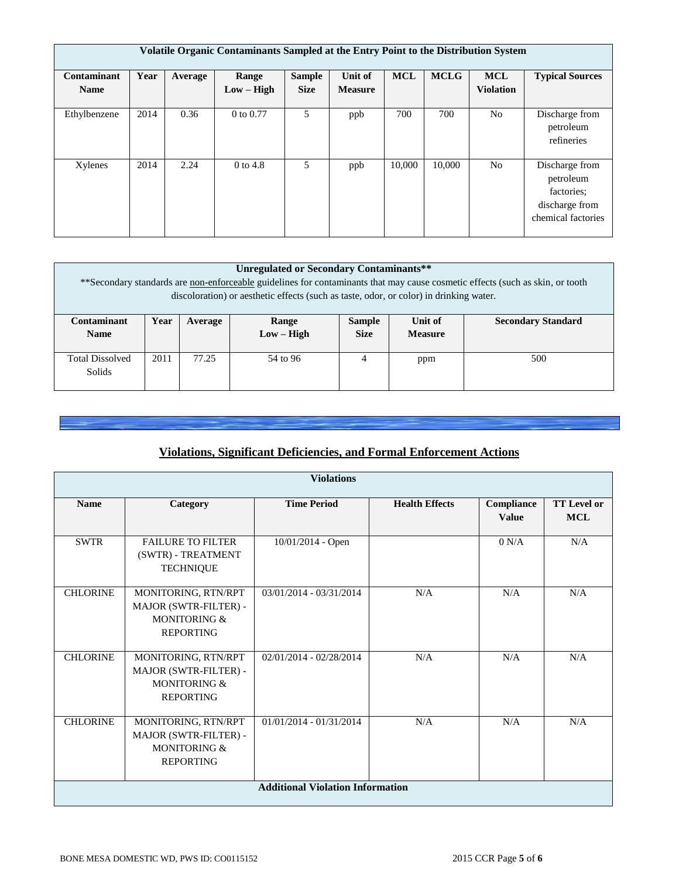| Volatile Organic Contaminants Sampled at the Entry Point to the Distribution System | | | | | | | | | |
|---|---|---|---|---|---|---|---|---|---|
| **Contaminant Name** | **Year** | **Average** | **Range Low – High** | **Sample Size** | **Unit of Measure** | **MCL** | **MCLG** | **MCL Violation** | **Typical Sources** |
| Ethylbenzene | 2014 | 0.36 | 0 to 0.77 | 5 | ppb | 700 | 700 | No | Discharge from petroleum refineries |
| Xylenes | 2014 | 2.24 | 0 to 4.8 | 5 | ppb | 10,000 | 10,000 | No | Discharge from petroleum factories; discharge from chemical factories |

| Unregulated or Secondary Contaminants** **Secondary standards are non-enforceable guidelines for contaminants that may cause cosmetic effects (such as skin, or tooth discoloration) or aesthetic effects (such as taste, odor, or color) in drinking water. | | | | | | |
|---|---|---|---|---|---|---|
| **Contaminant Name** | **Year** | **Average** | **Range Low – High** | **Sample Size** | **Unit of Measure** | **Secondary Standard** |
| Total Dissolved Solids | 2011 | 77.25 | 54 to 96 | 4 | ppm | 500 |

## Violations, Significant Deficiencies, and Formal Enforcement Actions

| Violations | | | | | |
|---|---|---|---|---|---|
| **Name** | **Category** | **Time Period** | **Health Effects** | **Compliance Value** | **TT Level or MCL** |
| SWTR | FAILURE TO FILTER (SWTR) - TREATMENT TECHNIQUE | 10/01/2014 - Open | | 0 N/A | N/A |
| CHLORINE | MONITORING, RTN/RPT MAJOR (SWTR-FILTER) - MONITORING & REPORTING | 03/01/2014 - 03/31/2014 | N/A | N/A | N/A |
| CHLORINE | MONITORING, RTN/RPT MAJOR (SWTR-FILTER) - MONITORING & REPORTING | 02/01/2014 - 02/28/2014 | N/A | N/A | N/A |
| CHLORINE | MONITORING, RTN/RPT MAJOR (SWTR-FILTER) - MONITORING & REPORTING | 01/01/2014 - 01/31/2014 | N/A | N/A | N/A |
| **Additional Violation Information** | | | | | |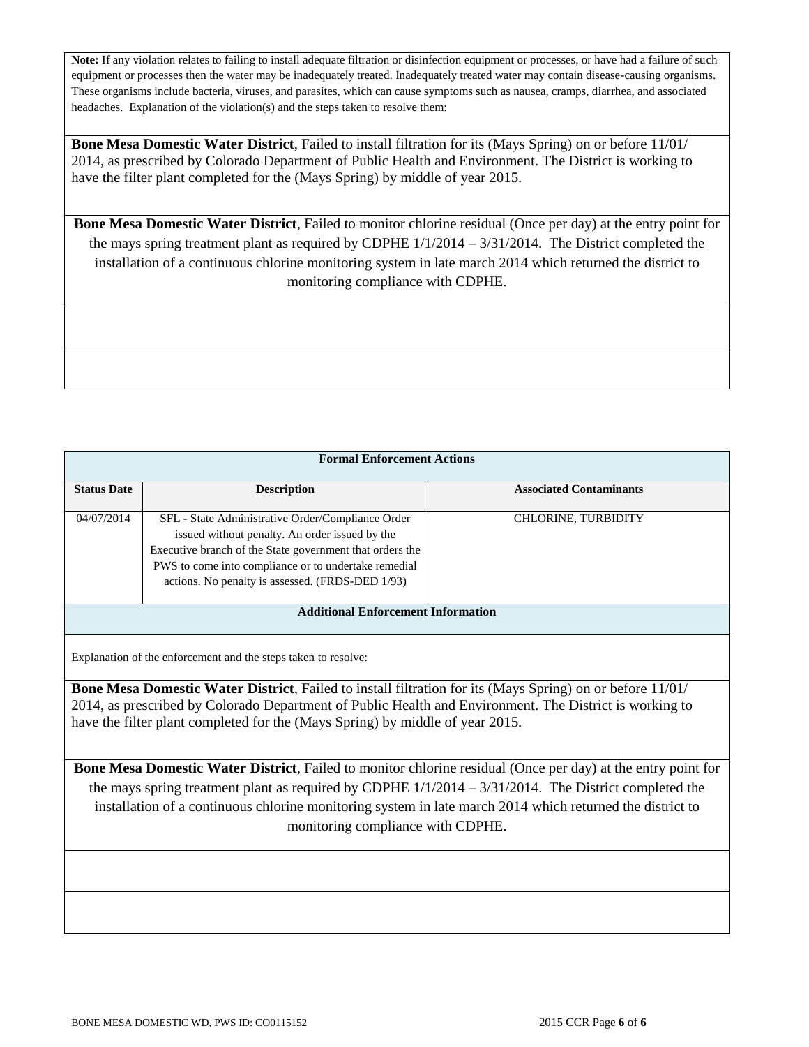**Note:** If any violation relates to failing to install adequate filtration or disinfection equipment or processes, or have had a failure of such equipment or processes then the water may be inadequately treated. Inadequately treated water may contain disease-causing organisms. These organisms include bacteria, viruses, and parasites, which can cause symptoms such as nausea, cramps, diarrhea, and associated headaches. Explanation of the violation(s) and the steps taken to resolve them:

**Bone Mesa Domestic Water District**, Failed to install filtration for its (Mays Spring) on or before 11/01/ 2014, as prescribed by Colorado Department of Public Health and Environment. The District is working to have the filter plant completed for the (Mays Spring) by middle of year 2015.

**Bone Mesa Domestic Water District**, Failed to monitor chlorine residual (Once per day) at the entry point for the mays spring treatment plant as required by CDPHE 1/1/2014 – 3/31/2014. The District completed the installation of a continuous chlorine monitoring system in late march 2014 which returned the district to monitoring compliance with CDPHE.

**Formal Enforcement Actions**

| Status Date | Description | Associated Contaminants |
|---|---|---|
| 04/07/2014 | SFL - State Administrative Order/Compliance Order issued without penalty. An order issued by the Executive branch of the State government that orders the PWS to come into compliance or to undertake remedial actions. No penalty is assessed. (FRDS-DED 1/93) | CHLORINE, TURBIDITY |

**Additional Enforcement Information**

Explanation of the enforcement and the steps taken to resolve:

**Bone Mesa Domestic Water District**, Failed to install filtration for its (Mays Spring) on or before 11/01/ 2014, as prescribed by Colorado Department of Public Health and Environment. The District is working to have the filter plant completed for the (Mays Spring) by middle of year 2015.

**Bone Mesa Domestic Water District**, Failed to monitor chlorine residual (Once per day) at the entry point for the mays spring treatment plant as required by CDPHE 1/1/2014 – 3/31/2014. The District completed the installation of a continuous chlorine monitoring system in late march 2014 which returned the district to monitoring compliance with CDPHE.